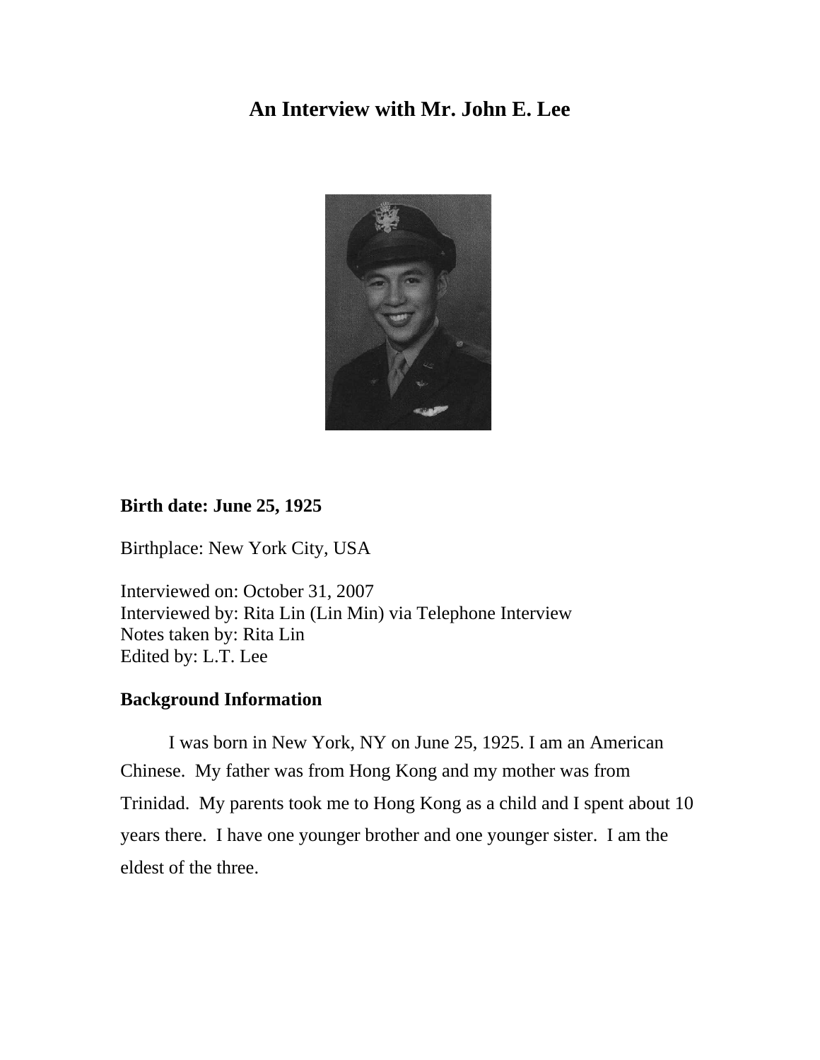# An Interview with Mr. John E. Lee

**Birth date: June 25, 1925**

Birthplace: New York City, USA

Interviewed on: October 31, 2007
Interviewed by: Rita Lin (Lin Min) via Telephone Interview
Notes taken by: Rita Lin
Edited by: L.T. Lee

## Background Information

I was born in New York, NY on June 25, 1925. I am an American Chinese. My father was from Hong Kong and my mother was from Trinidad. My parents took me to Hong Kong as a child and I spent about 10 years there. I have one younger brother and one younger sister. I am the eldest of the three.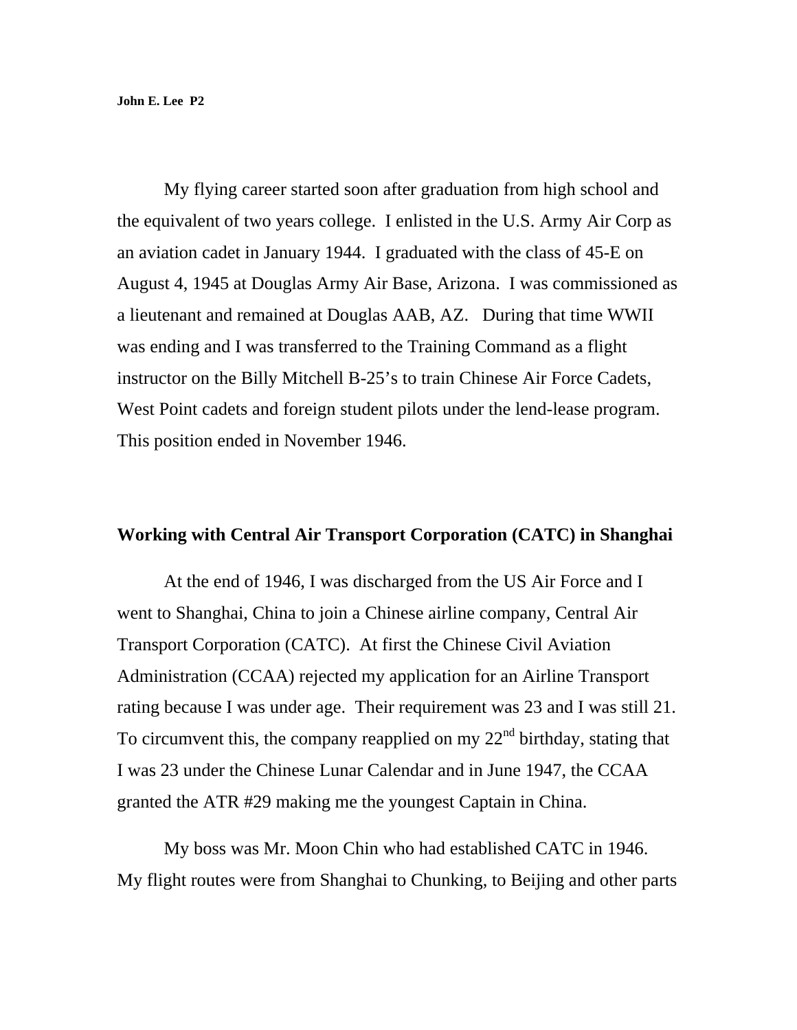My flying career started soon after graduation from high school and the equivalent of two years college. I enlisted in the U.S. Army Air Corp as an aviation cadet in January 1944. I graduated with the class of 45-E on August 4, 1945 at Douglas Army Air Base, Arizona. I was commissioned as a lieutenant and remained at Douglas AAB, AZ. During that time WWII was ending and I was transferred to the Training Command as a flight instructor on the Billy Mitchell B-25's to train Chinese Air Force Cadets, West Point cadets and foreign student pilots under the lend-lease program. This position ended in November 1946.

## Working with Central Air Transport Corporation (CATC) in Shanghai

At the end of 1946, I was discharged from the US Air Force and I went to Shanghai, China to join a Chinese airline company, Central Air Transport Corporation (CATC). At first the Chinese Civil Aviation Administration (CCAA) rejected my application for an Airline Transport rating because I was under age. Their requirement was 23 and I was still 21. To circumvent this, the company reapplied on my 22nd birthday, stating that I was 23 under the Chinese Lunar Calendar and in June 1947, the CCAA granted the ATR #29 making me the youngest Captain in China.

My boss was Mr. Moon Chin who had established CATC in 1946. My flight routes were from Shanghai to Chunking, to Beijing and other parts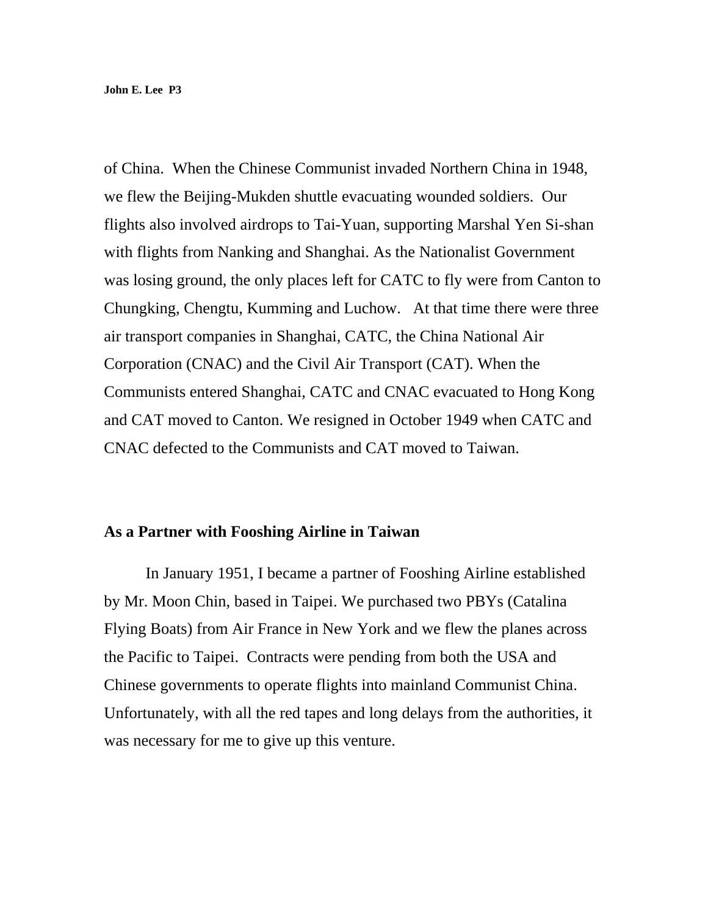of China. When the Chinese Communist invaded Northern China in 1948, we flew the Beijing-Mukden shuttle evacuating wounded soldiers. Our flights also involved airdrops to Tai-Yuan, supporting Marshal Yen Si-shan with flights from Nanking and Shanghai. As the Nationalist Government was losing ground, the only places left for CATC to fly were from Canton to Chungking, Chengtu, Kumming and Luchow. At that time there were three air transport companies in Shanghai, CATC, the China National Air Corporation (CNAC) and the Civil Air Transport (CAT). When the Communists entered Shanghai, CATC and CNAC evacuated to Hong Kong and CAT moved to Canton. We resigned in October 1949 when CATC and CNAC defected to the Communists and CAT moved to Taiwan.

## As a Partner with Fooshing Airline in Taiwan

In January 1951, I became a partner of Fooshing Airline established by Mr. Moon Chin, based in Taipei. We purchased two PBYs (Catalina Flying Boats) from Air France in New York and we flew the planes across the Pacific to Taipei. Contracts were pending from both the USA and Chinese governments to operate flights into mainland Communist China. Unfortunately, with all the red tapes and long delays from the authorities, it was necessary for me to give up this venture.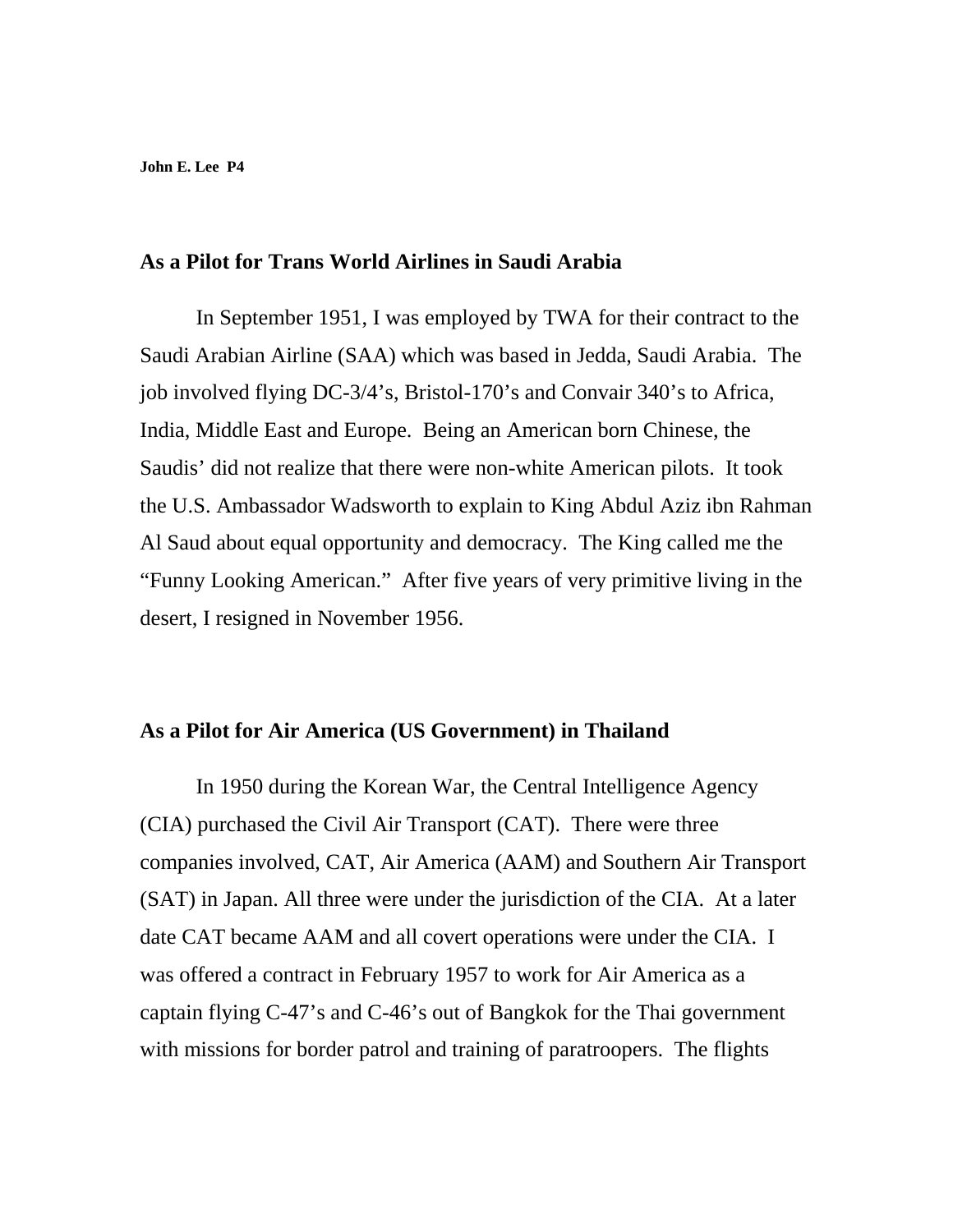## As a Pilot for Trans World Airlines in Saudi Arabia

In September 1951, I was employed by TWA for their contract to the Saudi Arabian Airline (SAA) which was based in Jedda, Saudi Arabia. The job involved flying DC-3/4's, Bristol-170's and Convair 340's to Africa, India, Middle East and Europe. Being an American born Chinese, the Saudis' did not realize that there were non-white American pilots. It took the U.S. Ambassador Wadsworth to explain to King Abdul Aziz ibn Rahman Al Saud about equal opportunity and democracy. The King called me the "Funny Looking American." After five years of very primitive living in the desert, I resigned in November 1956.

## As a Pilot for Air America (US Government) in Thailand

In 1950 during the Korean War, the Central Intelligence Agency (CIA) purchased the Civil Air Transport (CAT). There were three companies involved, CAT, Air America (AAM) and Southern Air Transport (SAT) in Japan. All three were under the jurisdiction of the CIA. At a later date CAT became AAM and all covert operations were under the CIA. I was offered a contract in February 1957 to work for Air America as a captain flying C-47's and C-46's out of Bangkok for the Thai government with missions for border patrol and training of paratroopers. The flights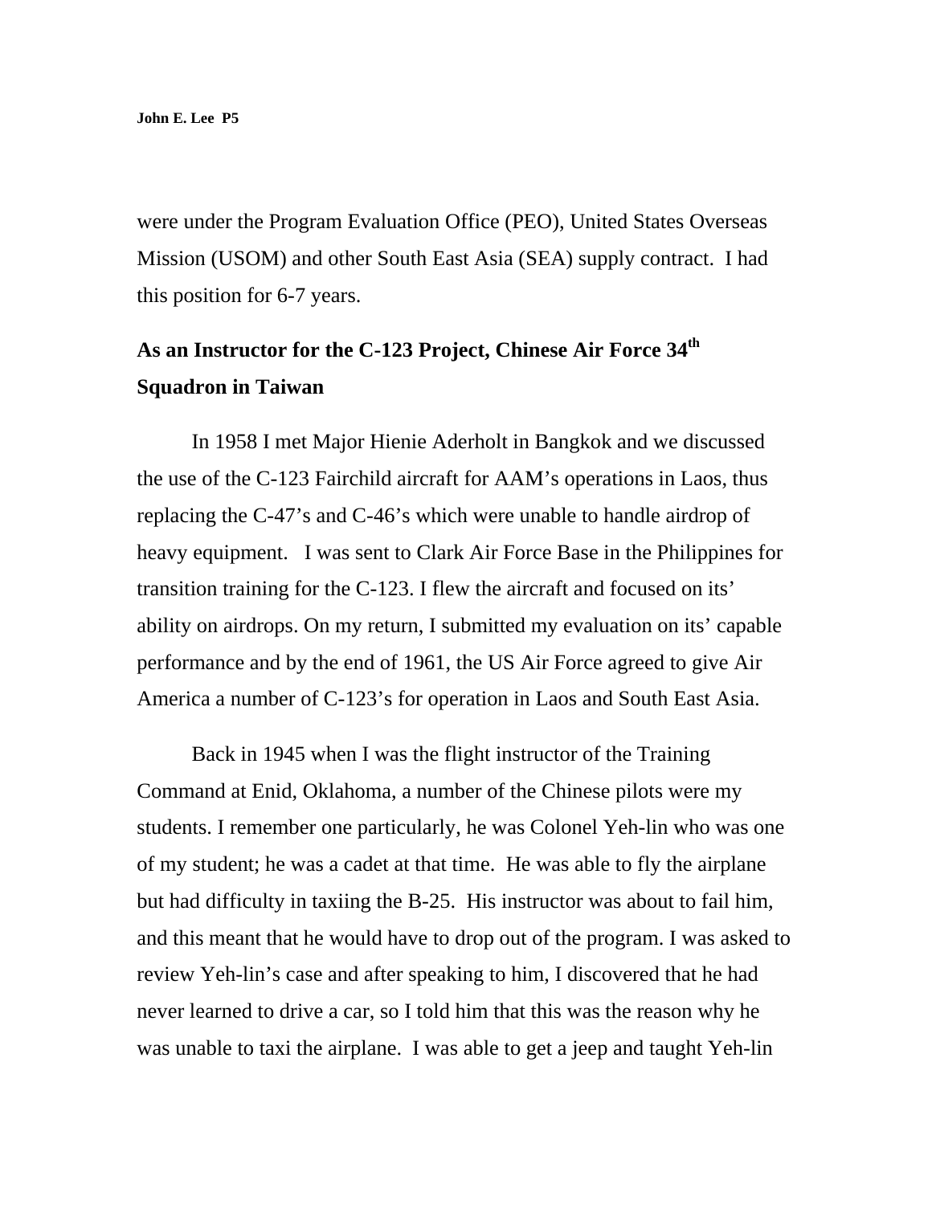were under the Program Evaluation Office (PEO), United States Overseas Mission (USOM) and other South East Asia (SEA) supply contract. I had this position for 6-7 years.

## As an Instructor for the C-123 Project, Chinese Air Force 34th Squadron in Taiwan

In 1958 I met Major Hienie Aderholt in Bangkok and we discussed the use of the C-123 Fairchild aircraft for AAM's operations in Laos, thus replacing the C-47's and C-46's which were unable to handle airdrop of heavy equipment. I was sent to Clark Air Force Base in the Philippines for transition training for the C-123. I flew the aircraft and focused on its' ability on airdrops. On my return, I submitted my evaluation on its' capable performance and by the end of 1961, the US Air Force agreed to give Air America a number of C-123's for operation in Laos and South East Asia.

Back in 1945 when I was the flight instructor of the Training Command at Enid, Oklahoma, a number of the Chinese pilots were my students. I remember one particularly, he was Colonel Yeh-lin who was one of my student; he was a cadet at that time. He was able to fly the airplane but had difficulty in taxiing the B-25. His instructor was about to fail him, and this meant that he would have to drop out of the program. I was asked to review Yeh-lin's case and after speaking to him, I discovered that he had never learned to drive a car, so I told him that this was the reason why he was unable to taxi the airplane. I was able to get a jeep and taught Yeh-lin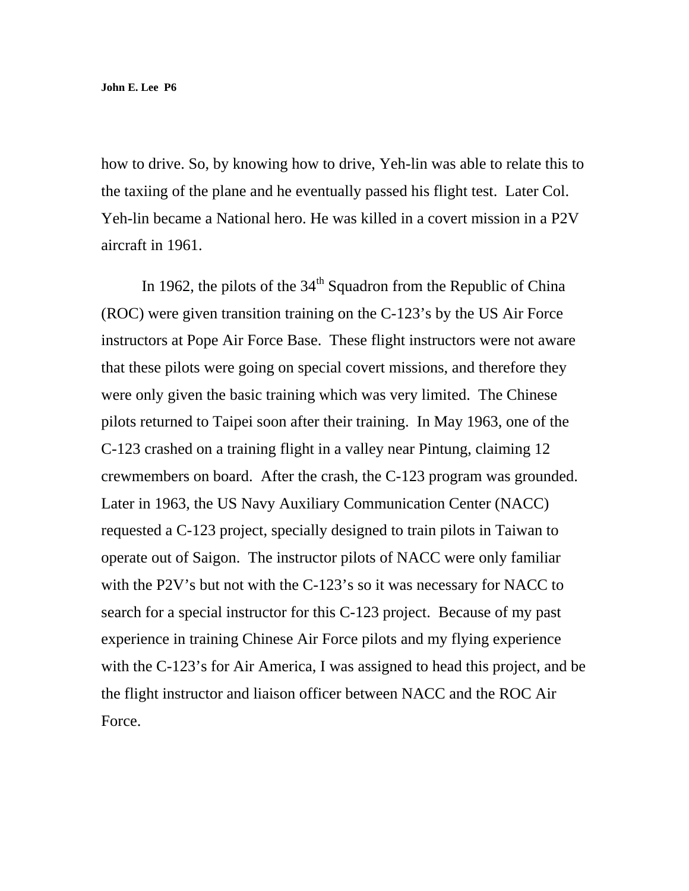how to drive. So, by knowing how to drive, Yeh-lin was able to relate this to the taxiing of the plane and he eventually passed his flight test. Later Col. Yeh-lin became a National hero. He was killed in a covert mission in a P2V aircraft in 1961.

In 1962, the pilots of the 34th Squadron from the Republic of China (ROC) were given transition training on the C-123's by the US Air Force instructors at Pope Air Force Base. These flight instructors were not aware that these pilots were going on special covert missions, and therefore they were only given the basic training which was very limited. The Chinese pilots returned to Taipei soon after their training. In May 1963, one of the C-123 crashed on a training flight in a valley near Pintung, claiming 12 crewmembers on board. After the crash, the C-123 program was grounded. Later in 1963, the US Navy Auxiliary Communication Center (NACC) requested a C-123 project, specially designed to train pilots in Taiwan to operate out of Saigon. The instructor pilots of NACC were only familiar with the P2V's but not with the C-123's so it was necessary for NACC to search for a special instructor for this C-123 project. Because of my past experience in training Chinese Air Force pilots and my flying experience with the C-123's for Air America, I was assigned to head this project, and be the flight instructor and liaison officer between NACC and the ROC Air Force.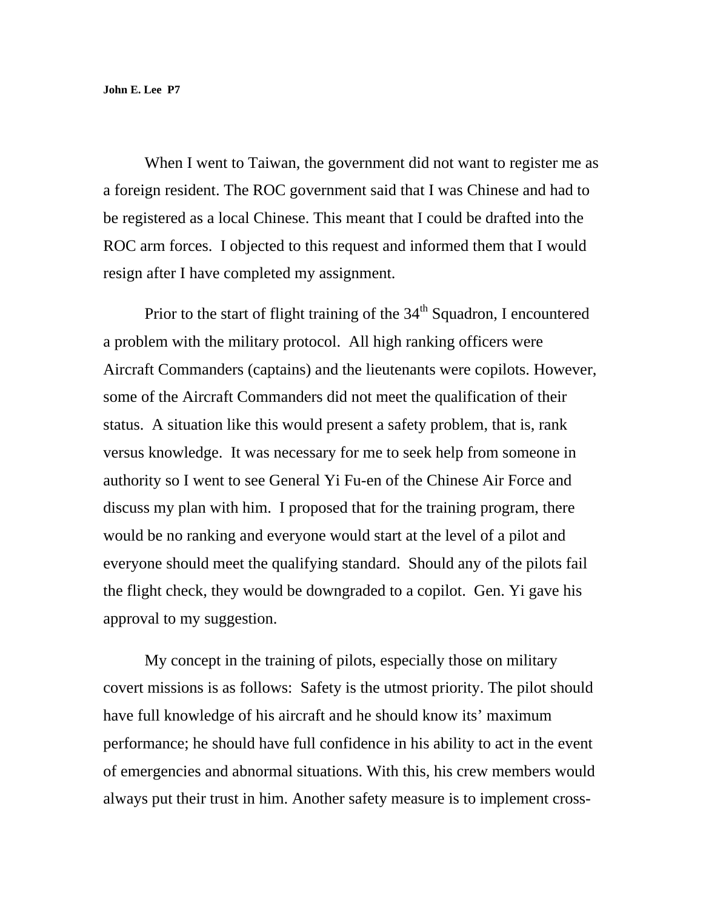When I went to Taiwan, the government did not want to register me as a foreign resident. The ROC government said that I was Chinese and had to be registered as a local Chinese. This meant that I could be drafted into the ROC arm forces. I objected to this request and informed them that I would resign after I have completed my assignment.

Prior to the start of flight training of the 34th Squadron, I encountered a problem with the military protocol. All high ranking officers were Aircraft Commanders (captains) and the lieutenants were copilots. However, some of the Aircraft Commanders did not meet the qualification of their status. A situation like this would present a safety problem, that is, rank versus knowledge. It was necessary for me to seek help from someone in authority so I went to see General Yi Fu-en of the Chinese Air Force and discuss my plan with him. I proposed that for the training program, there would be no ranking and everyone would start at the level of a pilot and everyone should meet the qualifying standard. Should any of the pilots fail the flight check, they would be downgraded to a copilot. Gen. Yi gave his approval to my suggestion.

My concept in the training of pilots, especially those on military covert missions is as follows: Safety is the utmost priority. The pilot should have full knowledge of his aircraft and he should know its' maximum performance; he should have full confidence in his ability to act in the event of emergencies and abnormal situations. With this, his crew members would always put their trust in him. Another safety measure is to implement cross-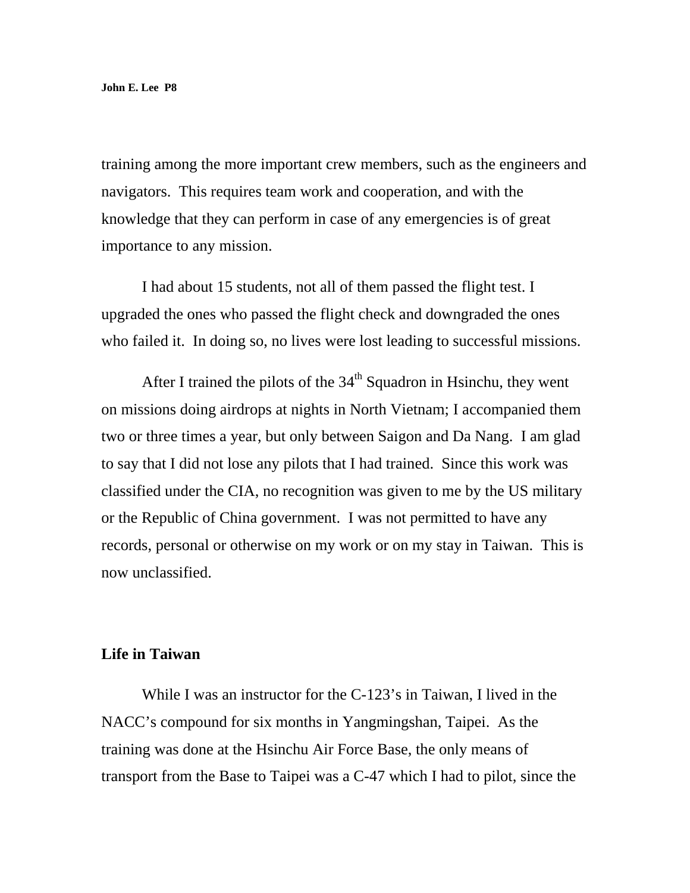training among the more important crew members, such as the engineers and navigators. This requires team work and cooperation, and with the knowledge that they can perform in case of any emergencies is of great importance to any mission.

I had about 15 students, not all of them passed the flight test. I upgraded the ones who passed the flight check and downgraded the ones who failed it. In doing so, no lives were lost leading to successful missions.

After I trained the pilots of the 34th Squadron in Hsinchu, they went on missions doing airdrops at nights in North Vietnam; I accompanied them two or three times a year, but only between Saigon and Da Nang. I am glad to say that I did not lose any pilots that I had trained. Since this work was classified under the CIA, no recognition was given to me by the US military or the Republic of China government. I was not permitted to have any records, personal or otherwise on my work or on my stay in Taiwan. This is now unclassified.

## Life in Taiwan

While I was an instructor for the C-123's in Taiwan, I lived in the NACC's compound for six months in Yangmingshan, Taipei. As the training was done at the Hsinchu Air Force Base, the only means of transport from the Base to Taipei was a C-47 which I had to pilot, since the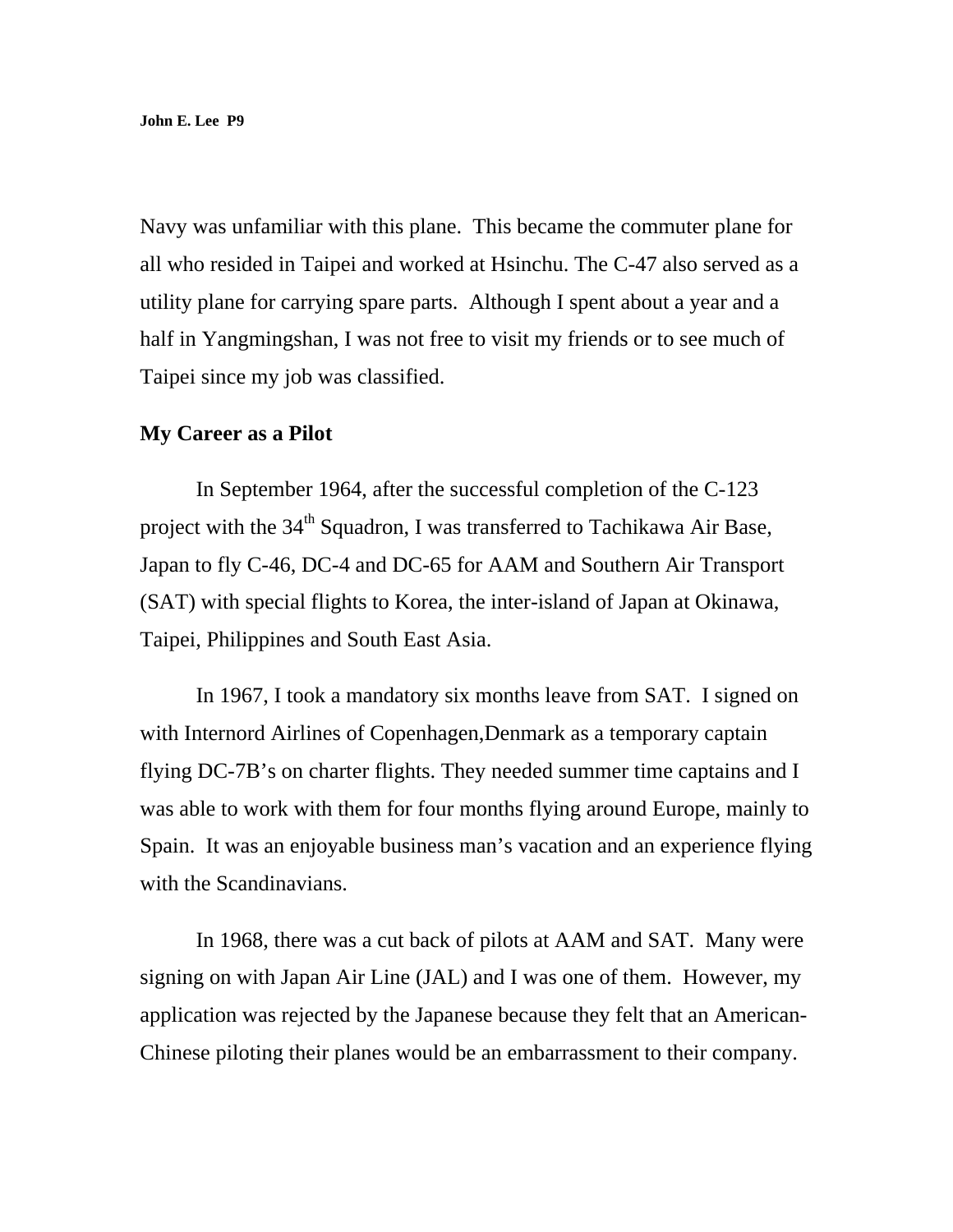Navy was unfamiliar with this plane. This became the commuter plane for all who resided in Taipei and worked at Hsinchu. The C-47 also served as a utility plane for carrying spare parts. Although I spent about a year and a half in Yangmingshan, I was not free to visit my friends or to see much of Taipei since my job was classified.

## My Career as a Pilot

In September 1964, after the successful completion of the C-123 project with the 34th Squadron, I was transferred to Tachikawa Air Base, Japan to fly C-46, DC-4 and DC-65 for AAM and Southern Air Transport (SAT) with special flights to Korea, the inter-island of Japan at Okinawa, Taipei, Philippines and South East Asia.

In 1967, I took a mandatory six months leave from SAT. I signed on with Internord Airlines of Copenhagen,Denmark as a temporary captain flying DC-7B's on charter flights. They needed summer time captains and I was able to work with them for four months flying around Europe, mainly to Spain. It was an enjoyable business man's vacation and an experience flying with the Scandinavians.

In 1968, there was a cut back of pilots at AAM and SAT. Many were signing on with Japan Air Line (JAL) and I was one of them. However, my application was rejected by the Japanese because they felt that an American-Chinese piloting their planes would be an embarrassment to their company.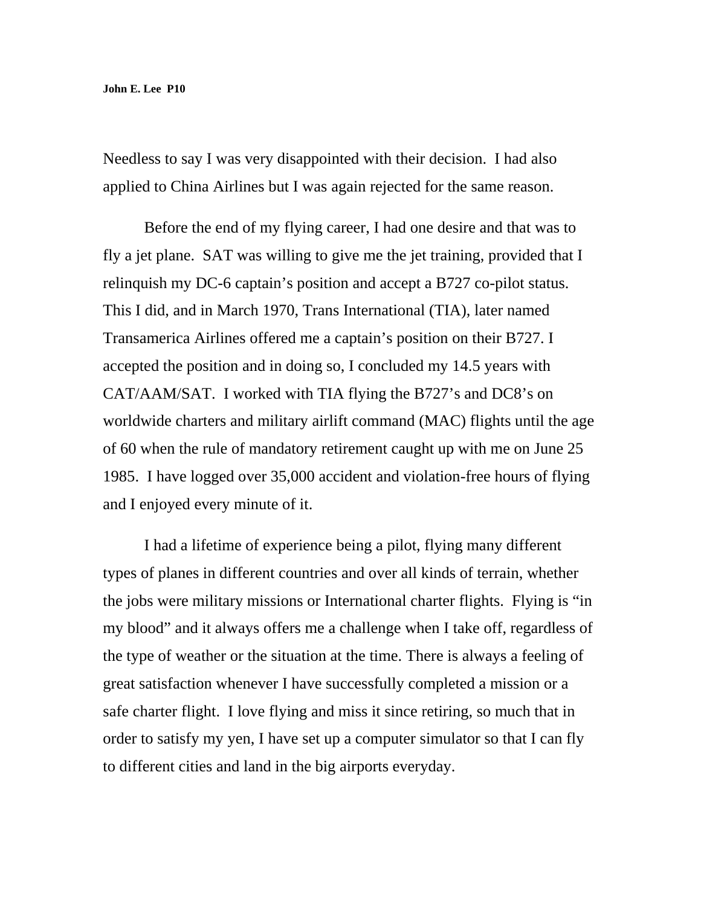Needless to say I was very disappointed with their decision. I had also applied to China Airlines but I was again rejected for the same reason.

Before the end of my flying career, I had one desire and that was to fly a jet plane. SAT was willing to give me the jet training, provided that I relinquish my DC-6 captain's position and accept a B727 co-pilot status. This I did, and in March 1970, Trans International (TIA), later named Transamerica Airlines offered me a captain's position on their B727. I accepted the position and in doing so, I concluded my 14.5 years with CAT/AAM/SAT. I worked with TIA flying the B727's and DC8's on worldwide charters and military airlift command (MAC) flights until the age of 60 when the rule of mandatory retirement caught up with me on June 25 1985. I have logged over 35,000 accident and violation-free hours of flying and I enjoyed every minute of it.

I had a lifetime of experience being a pilot, flying many different types of planes in different countries and over all kinds of terrain, whether the jobs were military missions or International charter flights. Flying is "in my blood" and it always offers me a challenge when I take off, regardless of the type of weather or the situation at the time. There is always a feeling of great satisfaction whenever I have successfully completed a mission or a safe charter flight. I love flying and miss it since retiring, so much that in order to satisfy my yen, I have set up a computer simulator so that I can fly to different cities and land in the big airports everyday.